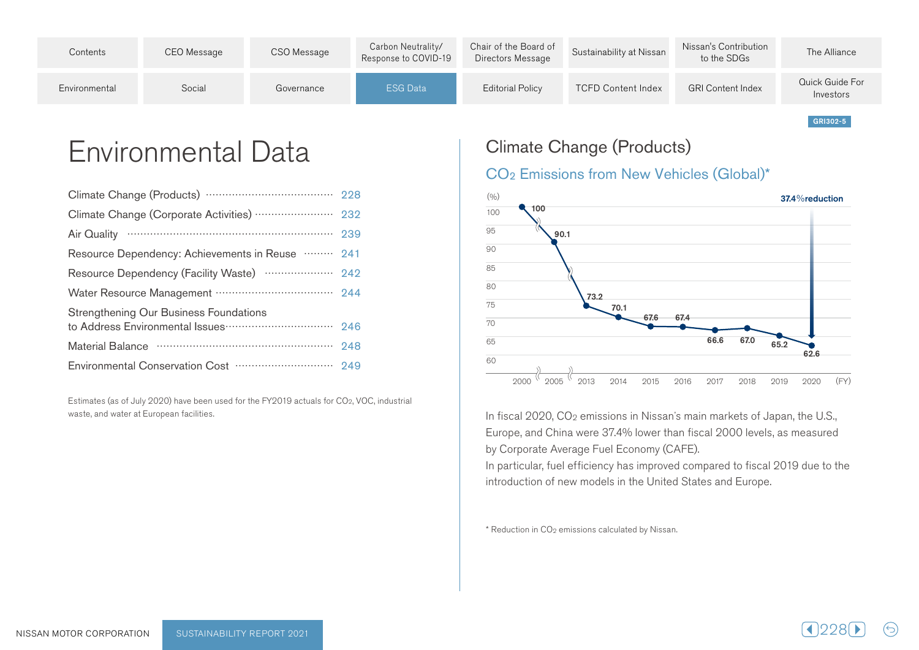# Environmental Data

- Climate Change (Products) ........ 228
- Climate Change (Corporate Activities) ........ 232
- Air Quality ........ 239
- Resource Dependency: Achievements in Reuse ........ 241
- Resource Dependency (Facility Waste) ........ 242
- Water Resource Management ........ 244
- Strengthening Our Business Foundations to Address Environmental Issues ........ 246
- Material Balance ........ 248
- Environmental Conservation Cost ........ 249

Estimates (as of July 2020) have been used for the FY2019 actuals for $CO_2$, VOC, industrial waste, and water at European facilities.

GRI302-5

## Climate Change (Products)

### $CO_2$ Emissions from New Vehicles (Global)*

| FY | 2000 | 2005 | 2013 | 2014 | 2015 | 2016 | 2017 | 2018 | 2019 | 2020 |
|---|---|---|---|---|---|---|---|---|---|---|
| (%) | 100 | 90.1 | 73.2 | 70.1 | 67.6 | 67.4 | 66.6 | 67.0 | 65.2 | 62.6 |

37.4%reduction

In fiscal 2020, $CO_2$ emissions in Nissan's main markets of Japan, the U.S., Europe, and China were 37.4% lower than fiscal 2000 levels, as measured by Corporate Average Fuel Economy (CAFE).
In particular, fuel efficiency has improved compared to fiscal 2019 due to the introduction of new models in the United States and Europe.

* Reduction in $CO_2$ emissions calculated by Nissan.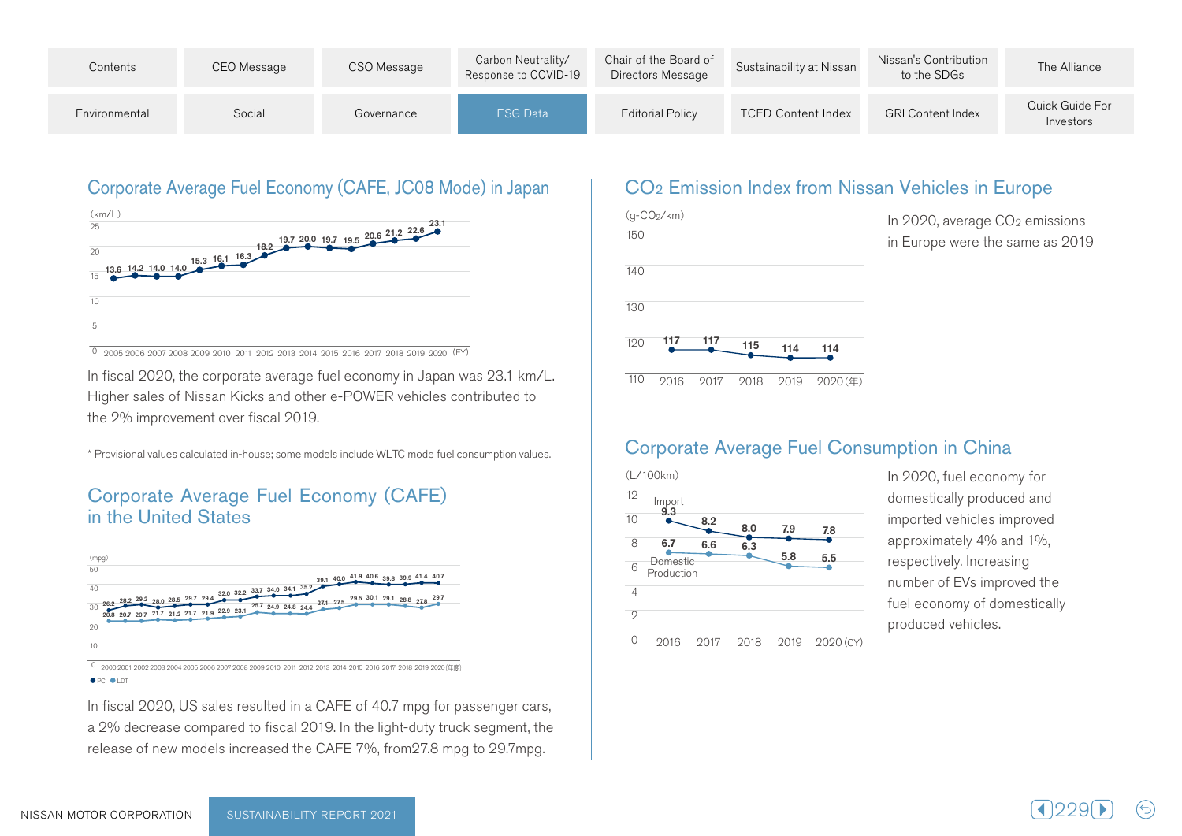## Corporate Average Fuel Economy (CAFE, JC08 Mode) in Japan

(km/L)

| FY | 2005 | 2006 | 2007 | 2008 | 2009 | 2010 | 2011 | 2012 | 2013 | 2014 | 2015 | 2016 | 2017 | 2018 | 2019 | 2020 |
|---|---|---|---|---|---|---|---|---|---|---|---|---|---|---|---|---|
| km/L | 13.6 | 14.2 | 14.0 | 14.0 | 15.3 | 16.1 | 16.3 | 18.2 | 19.7 | 20.0 | 19.7 | 19.5 | 20.6 | 21.2 | 22.6 | 23.1 |

In fiscal 2020, the corporate average fuel economy in Japan was 23.1 km/L. Higher sales of Nissan Kicks and other e-POWER vehicles contributed to the 2% improvement over fiscal 2019.

* Provisional values calculated in-house; some models include WLTC mode fuel consumption values.

## Corporate Average Fuel Economy (CAFE) in the United States

(mpg)

| 年度 | 2000 | 2001 | 2002 | 2003 | 2004 | 2005 | 2006 | 2007 | 2008 | 2009 | 2010 | 2011 | 2012 | 2013 | 2014 | 2015 | 2016 | 2017 | 2018 | 2019 | 2020 |
|---|---|---|---|---|---|---|---|---|---|---|---|---|---|---|---|---|---|---|---|---|---|
| PC | 26.2 | 28.2 | 29.2 | 28.0 | 28.5 | 29.7 | 29.4 | 32.0 | 32.2 | 33.7 | 34.0 | 34.1 | 35.2 | 39.1 | 40.0 | 41.9 | 40.6 | 39.8 | 39.9 | 41.4 | 40.7 |
| LDT | 20.8 | 20.7 | 20.7 | 21.7 | 21.2 | 21.7 | 21.9 | 22.9 | 23.1 | 25.7 | 24.9 | 24.8 | 24.4 | 27.1 | 27.5 | 29.5 | 30.1 | 29.1 | 28.8 | 27.8 | 29.7 |

In fiscal 2020, US sales resulted in a CAFE of 40.7 mpg for passenger cars, a 2% decrease compared to fiscal 2019. In the light-duty truck segment, the release of new models increased the CAFE 7%, from27.8 mpg to 29.7mpg.

## $CO_2$ Emission Index from Nissan Vehicles in Europe

($g\text{-}CO_2/km$)

| 年 | 2016 | 2017 | 2018 | 2019 | 2020 |
|---|---|---|---|---|---|
| g-CO2/km | 117 | 117 | 115 | 114 | 114 |

In 2020, average $CO_2$ emissions in Europe were the same as 2019

## Corporate Average Fuel Consumption in China

(L/100km)

| CY | 2016 | 2017 | 2018 | 2019 | 2020 |
|---|---|---|---|---|---|
| Import | 9.3 | 8.2 | 8.0 | 7.9 | 7.8 |
| Domestic Production | 6.7 | 6.6 | 6.3 | 5.8 | 5.5 |

In 2020, fuel economy for domestically produced and imported vehicles improved approximately 4% and 1%, respectively. Increasing number of EVs improved the fuel economy of domestically produced vehicles.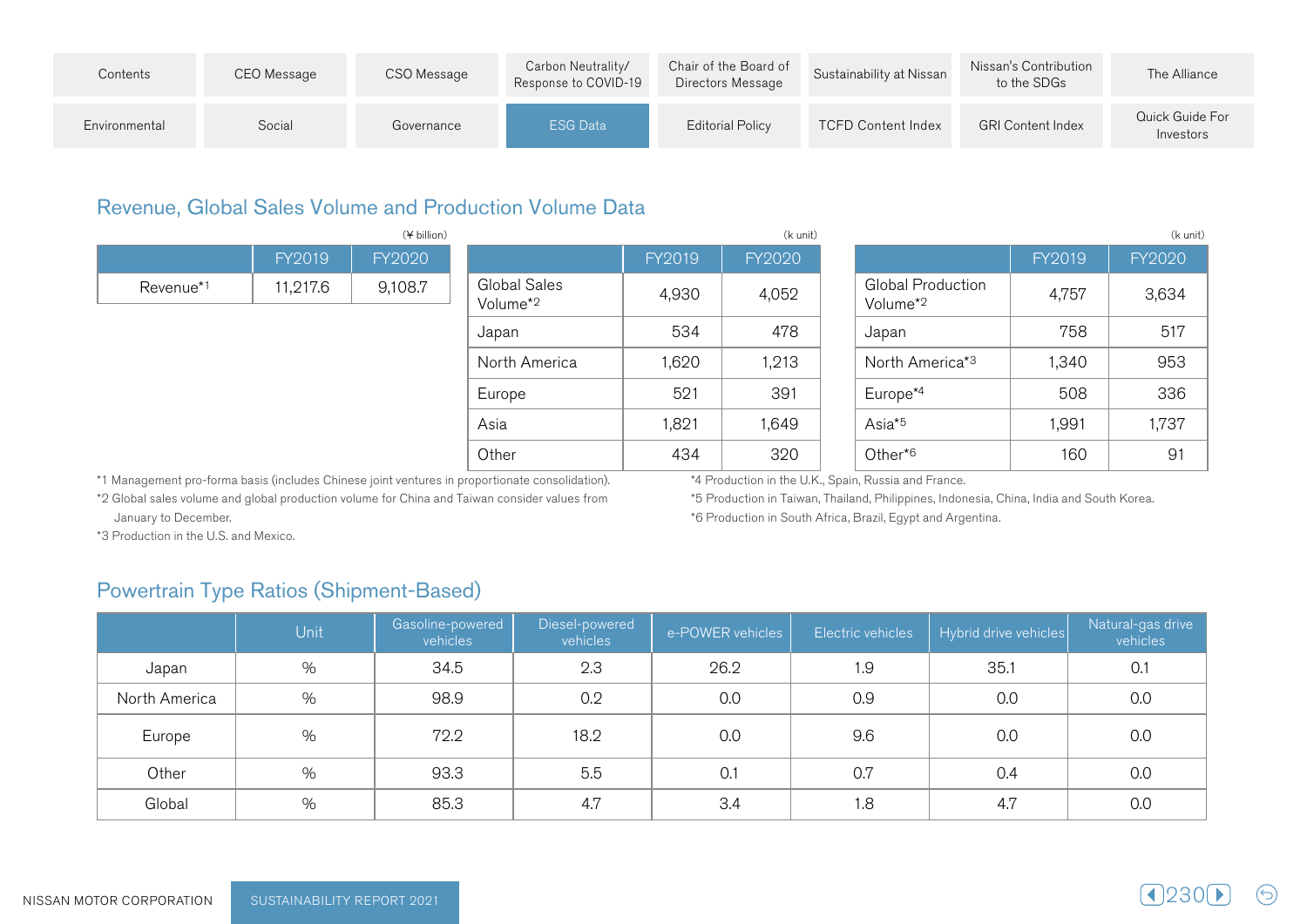## Revenue, Global Sales Volume and Production Volume Data

(¥ billion)

| | FY2019 | FY2020 |
|---|---|---|
| Revenue*1 | 11,217.6 | 9,108.7 |

(k unit)

| | FY2019 | FY2020 |
|---|---|---|
| Global Sales Volume*2 | 4,930 | 4,052 |
| Japan | 534 | 478 |
| North America | 1,620 | 1,213 |
| Europe | 521 | 391 |
| Asia | 1,821 | 1,649 |
| Other | 434 | 320 |

(k unit)

| | FY2019 | FY2020 |
|---|---|---|
| Global Production Volume*2 | 4,757 | 3,634 |
| Japan | 758 | 517 |
| North America*3 | 1,340 | 953 |
| Europe*4 | 508 | 336 |
| Asia*5 | 1,991 | 1,737 |
| Other*6 | 160 | 91 |

*1 Management pro-forma basis (includes Chinese joint ventures in proportionate consolidation).
*2 Global sales volume and global production volume for China and Taiwan consider values from January to December.
*3 Production in the U.S. and Mexico.
*4 Production in the U.K., Spain, Russia and France.
*5 Production in Taiwan, Thailand, Philippines, Indonesia, China, India and South Korea.
*6 Production in South Africa, Brazil, Egypt and Argentina.

## Powertrain Type Ratios (Shipment-Based)

| | Unit | Gasoline-powered vehicles | Diesel-powered vehicles | e-POWER vehicles | Electric vehicles | Hybrid drive vehicles | Natural-gas drive vehicles |
|---|---|---|---|---|---|---|---|
| Japan | % | 34.5 | 2.3 | 26.2 | 1.9 | 35.1 | 0.1 |
| North America | % | 98.9 | 0.2 | 0.0 | 0.9 | 0.0 | 0.0 |
| Europe | % | 72.2 | 18.2 | 0.0 | 9.6 | 0.0 | 0.0 |
| Other | % | 93.3 | 5.5 | 0.1 | 0.7 | 0.4 | 0.0 |
| Global | % | 85.3 | 4.7 | 3.4 | 1.8 | 4.7 | 0.0 |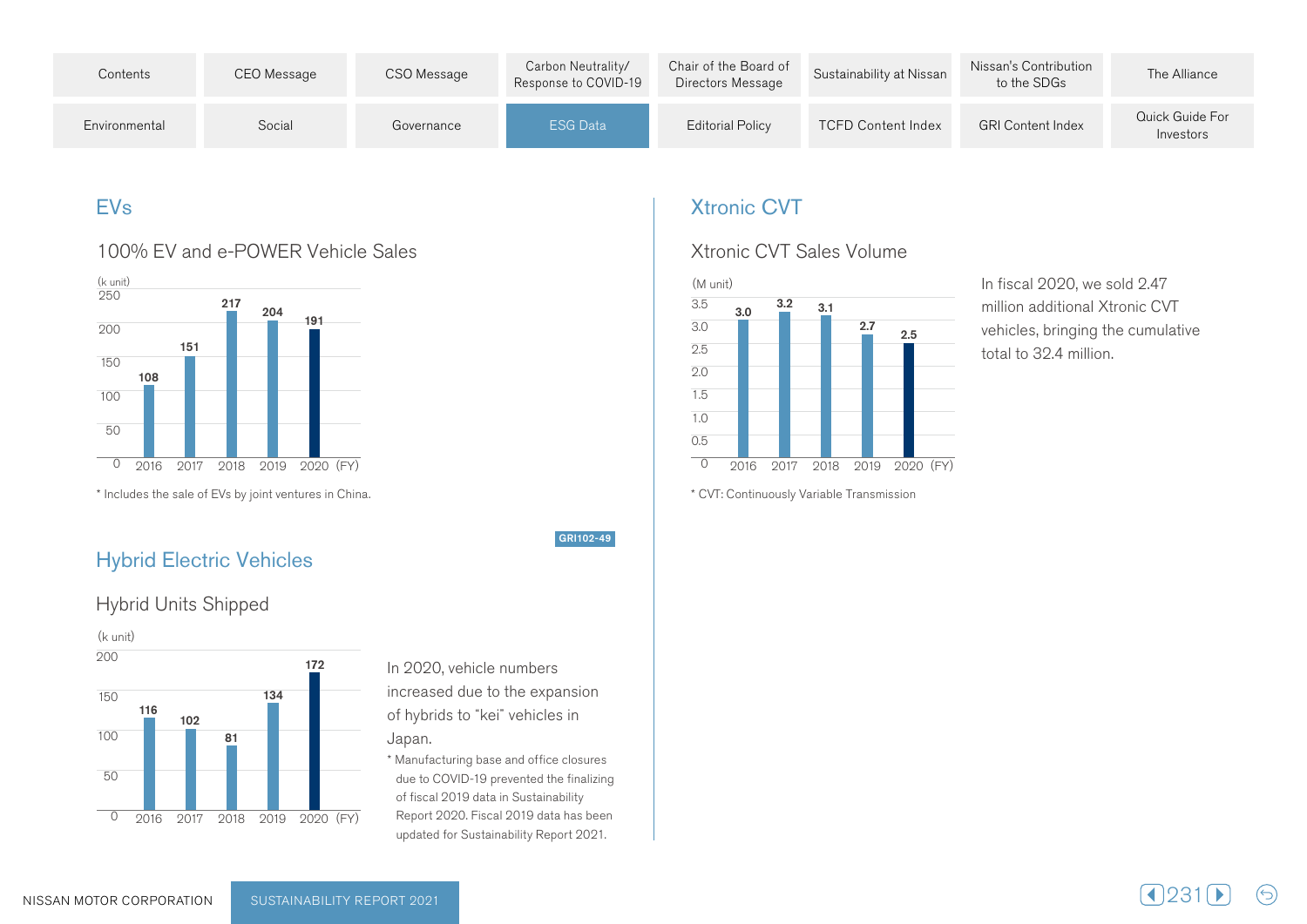## EVs

### 100% EV and e-POWER Vehicle Sales

(k unit)

| FY | 2016 | 2017 | 2018 | 2019 | 2020 |
|---|---|---|---|---|---|
| Sales | 108 | 151 | 217 | 204 | 191 |

\* Includes the sale of EVs by joint ventures in China.

GRI102-49

## Hybrid Electric Vehicles

### Hybrid Units Shipped

(k unit)

| FY | 2016 | 2017 | 2018 | 2019 | 2020 |
|---|---|---|---|---|---|
| Units shipped | 116 | 102 | 81 | 134 | 172 |

In 2020, vehicle numbers increased due to the expansion of hybrids to "kei" vehicles in Japan.

\* Manufacturing base and office closures due to COVID-19 prevented the finalizing of fiscal 2019 data in Sustainability Report 2020. Fiscal 2019 data has been updated for Sustainability Report 2021.

## Xtronic CVT

### Xtronic CVT Sales Volume

(M unit)

| FY | 2016 | 2017 | 2018 | 2019 | 2020 |
|---|---|---|---|---|---|
| Sales volume | 3.0 | 3.2 | 3.1 | 2.7 | 2.5 |

\* CVT: Continuously Variable Transmission

In fiscal 2020, we sold 2.47 million additional Xtronic CVT vehicles, bringing the cumulative total to 32.4 million.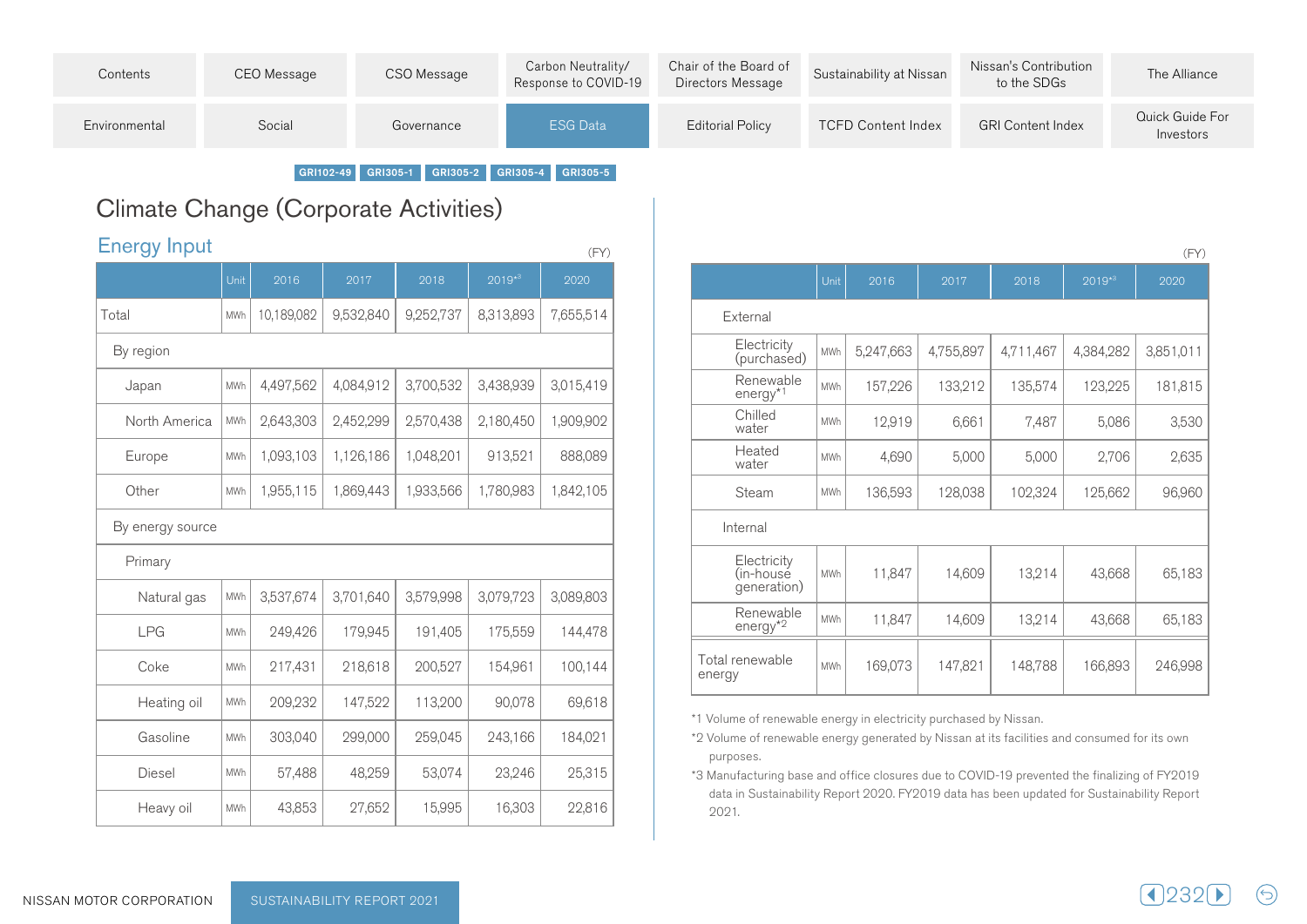GRI102-49 GRI305-1 GRI305-2 GRI305-4 GRI305-5

# Climate Change (Corporate Activities)

## Energy Input

(FY)

| | Unit | 2016 | 2017 | 2018 | 2019[*3] | 2020 |
|---|---|---|---|---|---|---|
| Total | MWh | 10,189,082 | 9,532,840 | 9,252,737 | 8,313,893 | 7,655,514 |
| By region | | | | | | |
| Japan | MWh | 4,497,562 | 4,084,912 | 3,700,532 | 3,438,939 | 3,015,419 |
| North America | MWh | 2,643,303 | 2,452,299 | 2,570,438 | 2,180,450 | 1,909,902 |
| Europe | MWh | 1,093,103 | 1,126,186 | 1,048,201 | 913,521 | 888,089 |
| Other | MWh | 1,955,115 | 1,869,443 | 1,933,566 | 1,780,983 | 1,842,105 |
| By energy source | | | | | | |
| Primary | | | | | | |
| Natural gas | MWh | 3,537,674 | 3,701,640 | 3,579,998 | 3,079,723 | 3,089,803 |
| LPG | MWh | 249,426 | 179,945 | 191,405 | 175,559 | 144,478 |
| Coke | MWh | 217,431 | 218,618 | 200,527 | 154,961 | 100,144 |
| Heating oil | MWh | 209,232 | 147,522 | 113,200 | 90,078 | 69,618 |
| Gasoline | MWh | 303,040 | 299,000 | 259,045 | 243,166 | 184,021 |
| Diesel | MWh | 57,488 | 48,259 | 53,074 | 23,246 | 25,315 |
| Heavy oil | MWh | 43,853 | 27,652 | 15,995 | 16,303 | 22,816 |

(FY)

| | Unit | 2016 | 2017 | 2018 | 2019[*3] | 2020 |
|---|---|---|---|---|---|---|
| External | | | | | | |
| Electricity (purchased) | MWh | 5,247,663 | 4,755,897 | 4,711,467 | 4,384,282 | 3,851,011 |
| Renewable energy[*1] | MWh | 157,226 | 133,212 | 135,574 | 123,225 | 181,815 |
| Chilled water | MWh | 12,919 | 6,661 | 7,487 | 5,086 | 3,530 |
| Heated water | MWh | 4,690 | 5,000 | 5,000 | 2,706 | 2,635 |
| Steam | MWh | 136,593 | 128,038 | 102,324 | 125,662 | 96,960 |
| Internal | | | | | | |
| Electricity (in-house generation) | MWh | 11,847 | 14,609 | 13,214 | 43,668 | 65,183 |
| Renewable energy[*2] | MWh | 11,847 | 14,609 | 13,214 | 43,668 | 65,183 |
| Total renewable energy | MWh | 169,073 | 147,821 | 148,788 | 166,893 | 246,998 |

*1 Volume of renewable energy in electricity purchased by Nissan.

*2 Volume of renewable energy generated by Nissan at its facilities and consumed for its own purposes.

*3 Manufacturing base and office closures due to COVID-19 prevented the finalizing of FY2019 data in Sustainability Report 2020. FY2019 data has been updated for Sustainability Report 2021.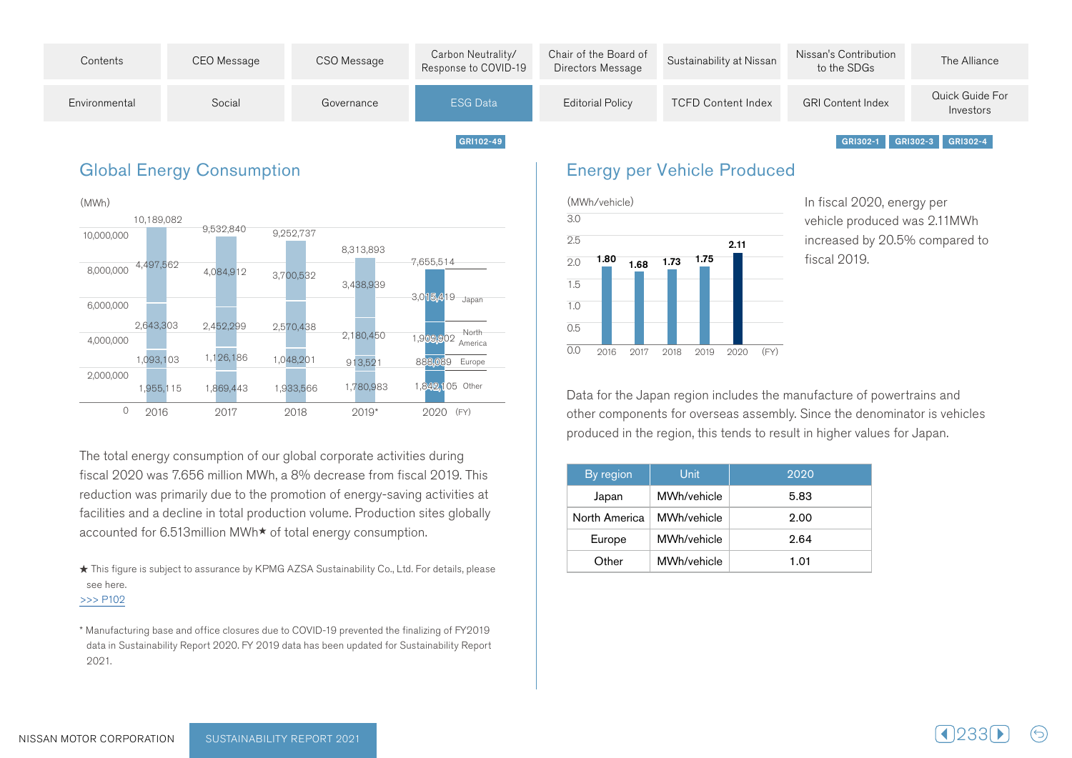GRI102-49

## Global Energy Consumption

(MWh)

| FY | Total | Japan | North America | Europe | Other |
|---|---|---|---|---|---|
| 2016 | 10,189,082 | 4,497,562 | 2,643,303 | 1,093,103 | 1,955,115 |
| 2017 | 9,532,840 | 4,084,912 | 2,452,299 | 1,126,186 | 1,869,443 |
| 2018 | 9,252,737 | 3,700,532 | 2,570,438 | 1,048,201 | 1,933,566 |
| 2019* | 8,313,893 | 3,438,939 | 2,180,450 | 913,521 | 1,780,983 |
| 2020 | 7,655,514 | 3,015,419 | 1,909,902 | 888,089 | 1,842,105 |

The total energy consumption of our global corporate activities during fiscal 2020 was 7.656 million MWh, a 8% decrease from fiscal 2019. This reduction was primarily due to the promotion of energy-saving activities at facilities and a decline in total production volume. Production sites globally accounted for 6.513million MWh★ of total energy consumption.

★ This figure is subject to assurance by KPMG AZSA Sustainability Co., Ltd. For details, please see here.
>>> P102

* Manufacturing base and office closures due to COVID-19 prevented the finalizing of FY2019 data in Sustainability Report 2020. FY 2019 data has been updated for Sustainability Report 2021.

GRI302-1 GRI302-3 GRI302-4

## Energy per Vehicle Produced

(MWh/vehicle)

| FY | 2016 | 2017 | 2018 | 2019 | 2020 |
|---|---|---|---|---|---|
| MWh/vehicle | 1.80 | 1.68 | 1.73 | 1.75 | 2.11 |

In fiscal 2020, energy per vehicle produced was 2.11MWh increased by 20.5% compared to fiscal 2019.

Data for the Japan region includes the manufacture of powertrains and other components for overseas assembly. Since the denominator is vehicles produced in the region, this tends to result in higher values for Japan.

| By region | Unit | 2020 |
|---|---|---|
| Japan | MWh/vehicle | 5.83 |
| North America | MWh/vehicle | 2.00 |
| Europe | MWh/vehicle | 2.64 |
| Other | MWh/vehicle | 1.01 |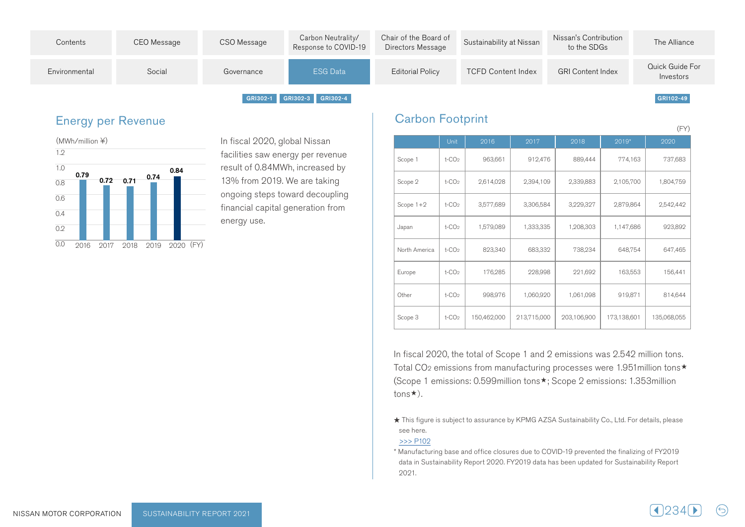GRI302-1 GRI302-3 GRI302-4

## Energy per Revenue

(MWh/million ¥)

| FY | 2016 | 2017 | 2018 | 2019 | 2020 |
|---|---|---|---|---|---|
| Energy per Revenue | 0.79 | 0.72 | 0.71 | 0.74 | 0.84 |

In fiscal 2020, global Nissan facilities saw energy per revenue result of 0.84MWh, increased by 13% from 2019. We are taking ongoing steps toward decoupling financial capital generation from energy use.

GRI102-49

## Carbon Footprint

(FY)

| | Unit | 2016 | 2017 | 2018 | 2019* | 2020 |
|---|---|---|---|---|---|---|
| Scope 1 | t-$CO_2$ | 963,661 | 912,476 | 889,444 | 774,163 | 737,683 |
| Scope 2 | t-$CO_2$ | 2,614,028 | 2,394,109 | 2,339,883 | 2,105,700 | 1,804,759 |
| Scope 1+2 | t-$CO_2$ | 3,577,689 | 3,306,584 | 3,229,327 | 2,879,864 | 2,542,442 |
| Japan | t-$CO_2$ | 1,579,089 | 1,333,335 | 1,208,303 | 1,147,686 | 923,892 |
| North America | t-$CO_2$ | 823,340 | 683,332 | 738,234 | 648,754 | 647,465 |
| Europe | t-$CO_2$ | 176,285 | 228,998 | 221,692 | 163,553 | 156,441 |
| Other | t-$CO_2$ | 998,976 | 1,060,920 | 1,061,098 | 919,871 | 814,644 |
| Scope 3 | t-$CO_2$ | 150,462,000 | 213,715,000 | 203,106,900 | 173,138,601 | 135,068,055 |

In fiscal 2020, the total of Scope 1 and 2 emissions was 2.542 million tons. Total $CO_2$ emissions from manufacturing processes were 1.951million tons★ (Scope 1 emissions: 0.599million tons★; Scope 2 emissions: 1.353million tons★).

★ This figure is subject to assurance by KPMG AZSA Sustainability Co., Ltd. For details, please see here.
>>> P102

\* Manufacturing base and office closures due to COVID-19 prevented the finalizing of FY2019 data in Sustainability Report 2020. FY2019 data has been updated for Sustainability Report 2021.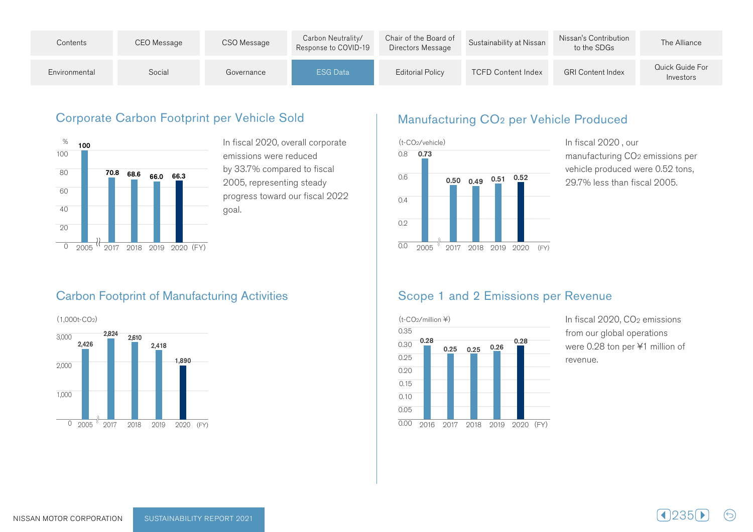## Corporate Carbon Footprint per Vehicle Sold

| (FY) | 2005 | 2017 | 2018 | 2019 | 2020 |
|---|---|---|---|---|---|
| % | 100 | 70.8 | 68.6 | 66.0 | 66.3 |

In fiscal 2020, overall corporate emissions were reduced by 33.7% compared to fiscal 2005, representing steady progress toward our fiscal 2022 goal.

## Manufacturing $CO_2$ per Vehicle Produced

| (FY) | 2005 | 2017 | 2018 | 2019 | 2020 |
|---|---|---|---|---|---|
| t-$CO_2$/vehicle | 0.73 | 0.50 | 0.49 | 0.51 | 0.52 |

In fiscal 2020 , our manufacturing $CO_2$ emissions per vehicle produced were 0.52 tons, 29.7% less than fiscal 2005.

## Carbon Footprint of Manufacturing Activities

| (FY) | 2005 | 2017 | 2018 | 2019 | 2020 |
|---|---|---|---|---|---|
| 1,000t-$CO_2$ | 2,426 | 2,824 | 2,610 | 2,418 | 1,890 |

## Scope 1 and 2 Emissions per Revenue

| (FY) | 2016 | 2017 | 2018 | 2019 | 2020 |
|---|---|---|---|---|---|
| t-$CO_2$/million ¥ | 0.28 | 0.25 | 0.25 | 0.26 | 0.28 |

In fiscal 2020, $CO_2$ emissions from our global operations were 0.28 ton per ¥1 million of revenue.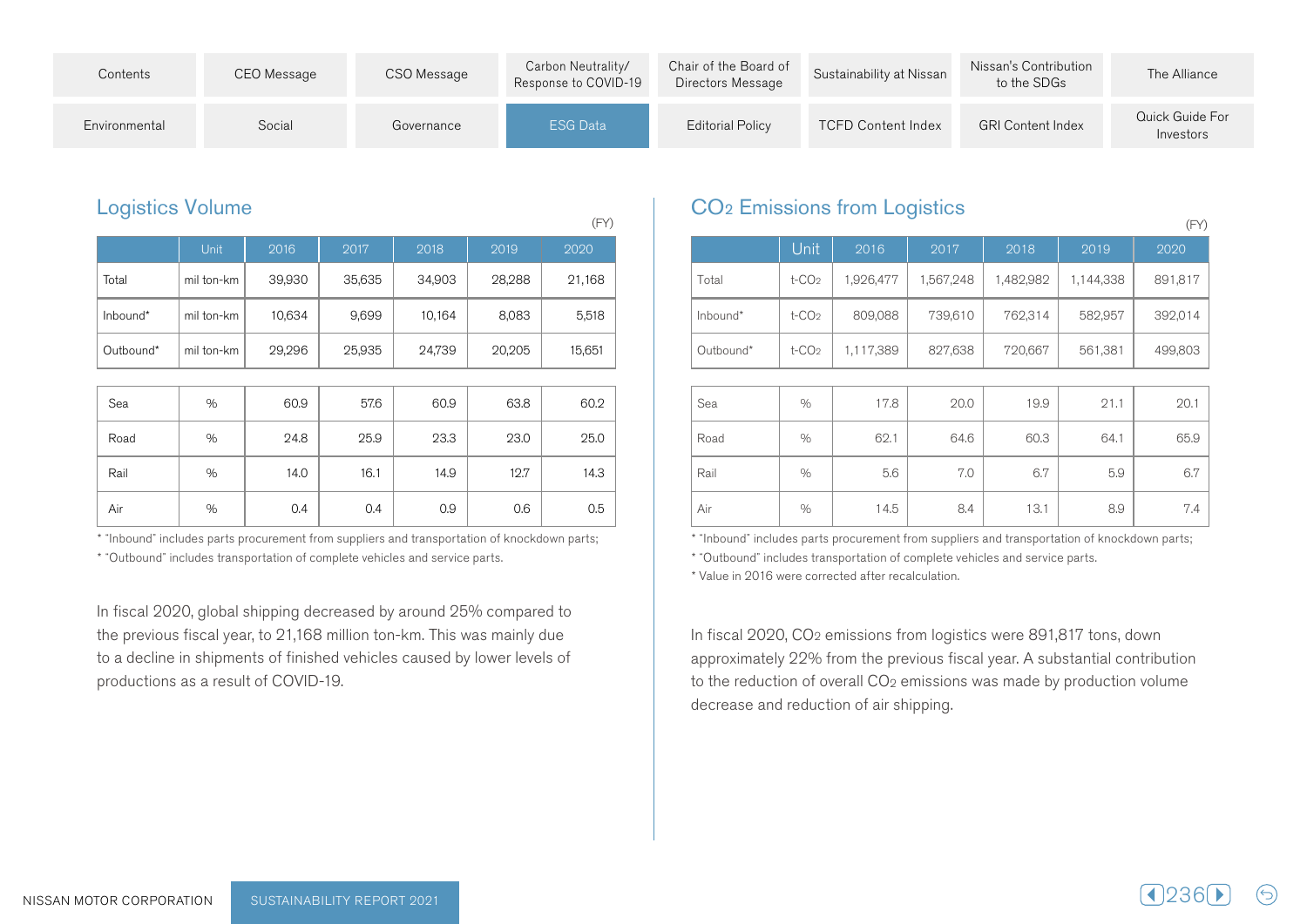## Logistics Volume

(FY)

| | Unit | 2016 | 2017 | 2018 | 2019 | 2020 |
|---|---|---|---|---|---|---|
| Total | mil ton-km | 39,930 | 35,635 | 34,903 | 28,288 | 21,168 |
| Inbound* | mil ton-km | 10,634 | 9,699 | 10,164 | 8,083 | 5,518 |
| Outbound* | mil ton-km | 29,296 | 25,935 | 24,739 | 20,205 | 15,651 |
| Sea | % | 60.9 | 57.6 | 60.9 | 63.8 | 60.2 |
| Road | % | 24.8 | 25.9 | 23.3 | 23.0 | 25.0 |
| Rail | % | 14.0 | 16.1 | 14.9 | 12.7 | 14.3 |
| Air | % | 0.4 | 0.4 | 0.9 | 0.6 | 0.5 |

* "Inbound" includes parts procurement from suppliers and transportation of knockdown parts;
* "Outbound" includes transportation of complete vehicles and service parts.

In fiscal 2020, global shipping decreased by around 25% compared to the previous fiscal year, to 21,168 million ton-km. This was mainly due to a decline in shipments of finished vehicles caused by lower levels of productions as a result of COVID-19.

## $CO_2$ Emissions from Logistics

(FY)

| | Unit | 2016 | 2017 | 2018 | 2019 | 2020 |
|---|---|---|---|---|---|---|
| Total | t-$CO_2$ | 1,926,477 | 1,567,248 | 1,482,982 | 1,144,338 | 891,817 |
| Inbound* | t-$CO_2$ | 809,088 | 739,610 | 762,314 | 582,957 | 392,014 |
| Outbound* | t-$CO_2$ | 1,117,389 | 827,638 | 720,667 | 561,381 | 499,803 |
| Sea | % | 17.8 | 20.0 | 19.9 | 21.1 | 20.1 |
| Road | % | 62.1 | 64.6 | 60.3 | 64.1 | 65.9 |
| Rail | % | 5.6 | 7.0 | 6.7 | 5.9 | 6.7 |
| Air | % | 14.5 | 8.4 | 13.1 | 8.9 | 7.4 |

* "Inbound" includes parts procurement from suppliers and transportation of knockdown parts;
* "Outbound" includes transportation of complete vehicles and service parts.
* Value in 2016 were corrected after recalculation.

In fiscal 2020, $CO_2$ emissions from logistics were 891,817 tons, down approximately 22% from the previous fiscal year. A substantial contribution to the reduction of overall $CO_2$ emissions was made by production volume decrease and reduction of air shipping.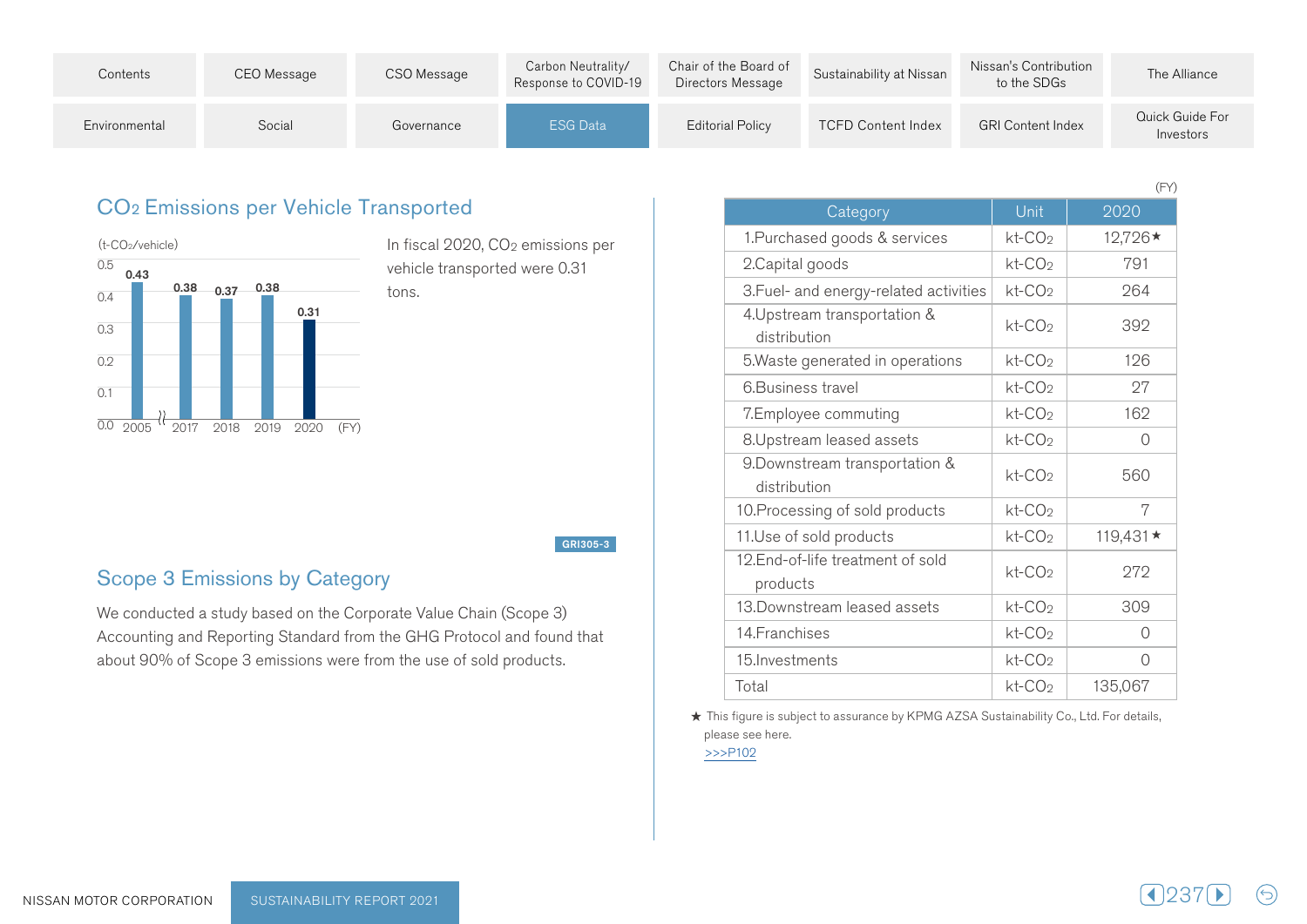## $CO_2$ Emissions per Vehicle Transported

(t-$CO_2$/vehicle)

| FY | 2005 | 2017 | 2018 | 2019 | 2020 |
|---|---|---|---|---|---|
| t-$CO_2$/vehicle | 0.43 | 0.38 | 0.37 | 0.38 | 0.31 |

In fiscal 2020, $CO_2$ emissions per vehicle transported were 0.31 tons.

GRI305-3

## Scope 3 Emissions by Category

We conducted a study based on the Corporate Value Chain (Scope 3) Accounting and Reporting Standard from the GHG Protocol and found that about 90% of Scope 3 emissions were from the use of sold products.

(FY)

| Category | Unit | 2020 |
|---|---|---|
| 1.Purchased goods & services | kt-$CO_2$ | 12,726★ |
| 2.Capital goods | kt-$CO_2$ | 791 |
| 3.Fuel- and energy-related activities | kt-$CO_2$ | 264 |
| 4.Upstream transportation & distribution | kt-$CO_2$ | 392 |
| 5.Waste generated in operations | kt-$CO_2$ | 126 |
| 6.Business travel | kt-$CO_2$ | 27 |
| 7.Employee commuting | kt-$CO_2$ | 162 |
| 8.Upstream leased assets | kt-$CO_2$ | 0 |
| 9.Downstream transportation & distribution | kt-$CO_2$ | 560 |
| 10.Processing of sold products | kt-$CO_2$ | 7 |
| 11.Use of sold products | kt-$CO_2$ | 119,431★ |
| 12.End-of-life treatment of sold products | kt-$CO_2$ | 272 |
| 13.Downstream leased assets | kt-$CO_2$ | 309 |
| 14.Franchises | kt-$CO_2$ | 0 |
| 15.Investments | kt-$CO_2$ | 0 |
| Total | kt-$CO_2$ | 135,067 |

★ This figure is subject to assurance by KPMG AZSA Sustainability Co., Ltd. For details, please see here.
>>>P102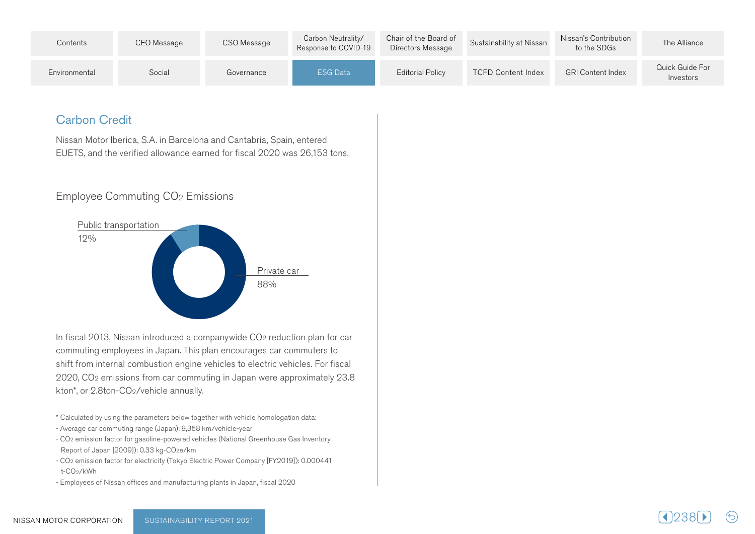## Carbon Credit

Nissan Motor Iberica, S.A. in Barcelona and Cantabria, Spain, entered EUETS, and the verified allowance earned for fiscal 2020 was 26,153 tons.

## Employee Commuting $CO_2$ Emissions

Public transportation 12%

Private car 88%

In fiscal 2013, Nissan introduced a companywide $CO_2$ reduction plan for car commuting employees in Japan. This plan encourages car commuters to shift from internal combustion engine vehicles to electric vehicles. For fiscal 2020, $CO_2$ emissions from car commuting in Japan were approximately 23.8 kton*, or 2.8ton-$CO_2$/vehicle annually.

\* Calculated by using the parameters below together with vehicle homologation data:

- Average car commuting range (Japan): 9,358 km/vehicle-year
- $CO_2$ emission factor for gasoline-powered vehicles (National Greenhouse Gas Inventory Report of Japan [2009]): 0.33 kg-$CO_2$e/km
- $CO_2$ emission factor for electricity (Tokyo Electric Power Company [FY2019]): 0.000441 t-$CO_2$/kWh
- Employees of Nissan offices and manufacturing plants in Japan, fiscal 2020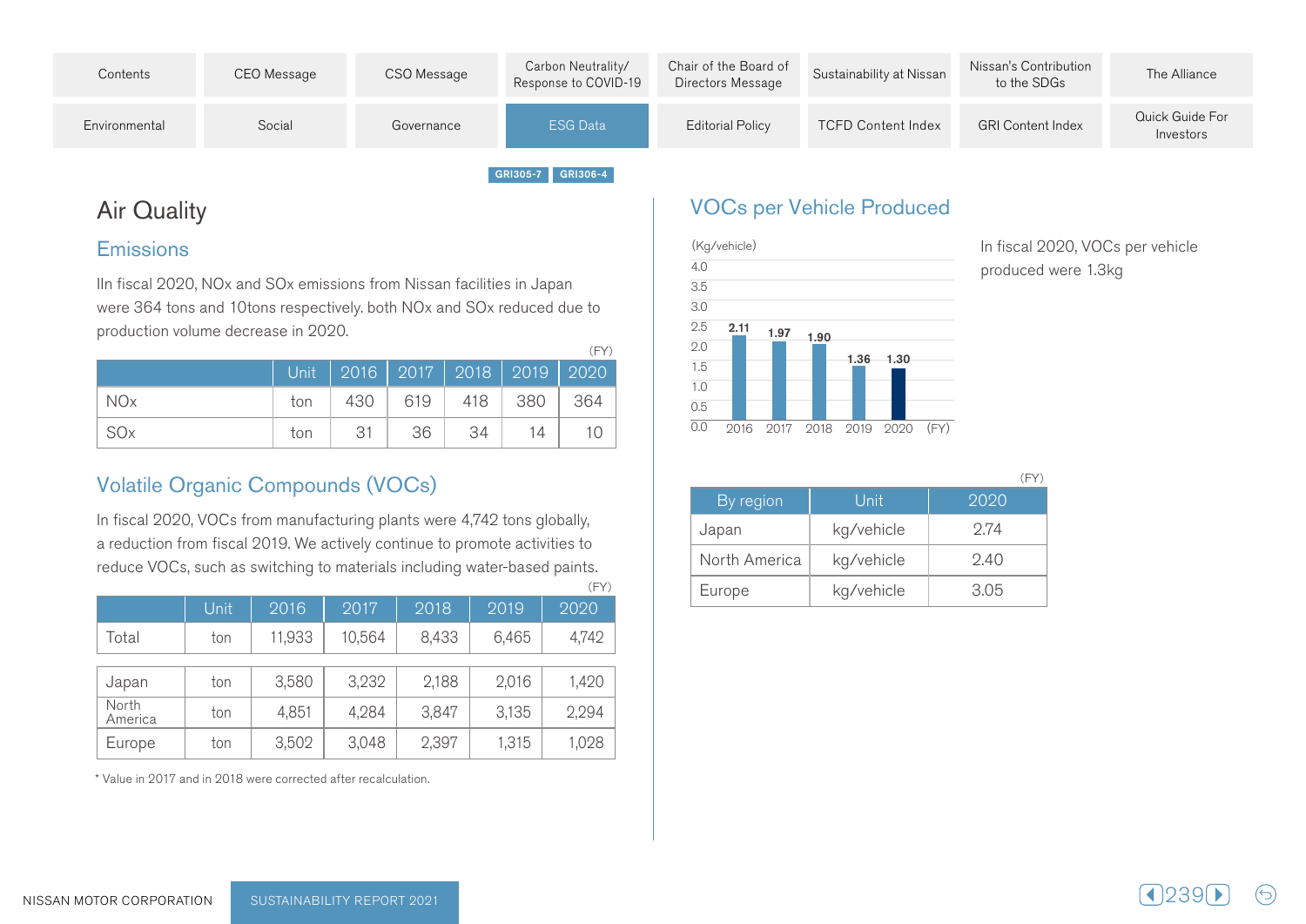GRI305-7 GRI306-4

# Air Quality

## Emissions

IIn fiscal 2020, NOx and SOx emissions from Nissan facilities in Japan were 364 tons and 10tons respectively. both NOx and SOx reduced due to production volume decrease in 2020.

(FY)

| | Unit | 2016 | 2017 | 2018 | 2019 | 2020 |
|---|---|---|---|---|---|---|
| NOx | ton | 430 | 619 | 418 | 380 | 364 |
| SOx | ton | 31 | 36 | 34 | 14 | 10 |

## Volatile Organic Compounds (VOCs)

In fiscal 2020, VOCs from manufacturing plants were 4,742 tons globally, a reduction from fiscal 2019. We actively continue to promote activities to reduce VOCs, such as switching to materials including water-based paints.

(FY)

| | Unit | 2016 | 2017 | 2018 | 2019 | 2020 |
|---|---|---|---|---|---|---|
| Total | ton | 11,933 | 10,564 | 8,433 | 6,465 | 4,742 |
| Japan | ton | 3,580 | 3,232 | 2,188 | 2,016 | 1,420 |
| North America | ton | 4,851 | 4,284 | 3,847 | 3,135 | 2,294 |
| Europe | ton | 3,502 | 3,048 | 2,397 | 1,315 | 1,028 |

* Value in 2017 and in 2018 were corrected after recalculation.

## VOCs per Vehicle Produced

(Kg/vehicle)

| FY | 2016 | 2017 | 2018 | 2019 | 2020 |
|---|---|---|---|---|---|
| VOCs per vehicle | 2.11 | 1.97 | 1.90 | 1.36 | 1.30 |

In fiscal 2020, VOCs per vehicle produced were 1.3kg

(FY)

| By region | Unit | 2020 |
|---|---|---|
| Japan | kg/vehicle | 2.74 |
| North America | kg/vehicle | 2.40 |
| Europe | kg/vehicle | 3.05 |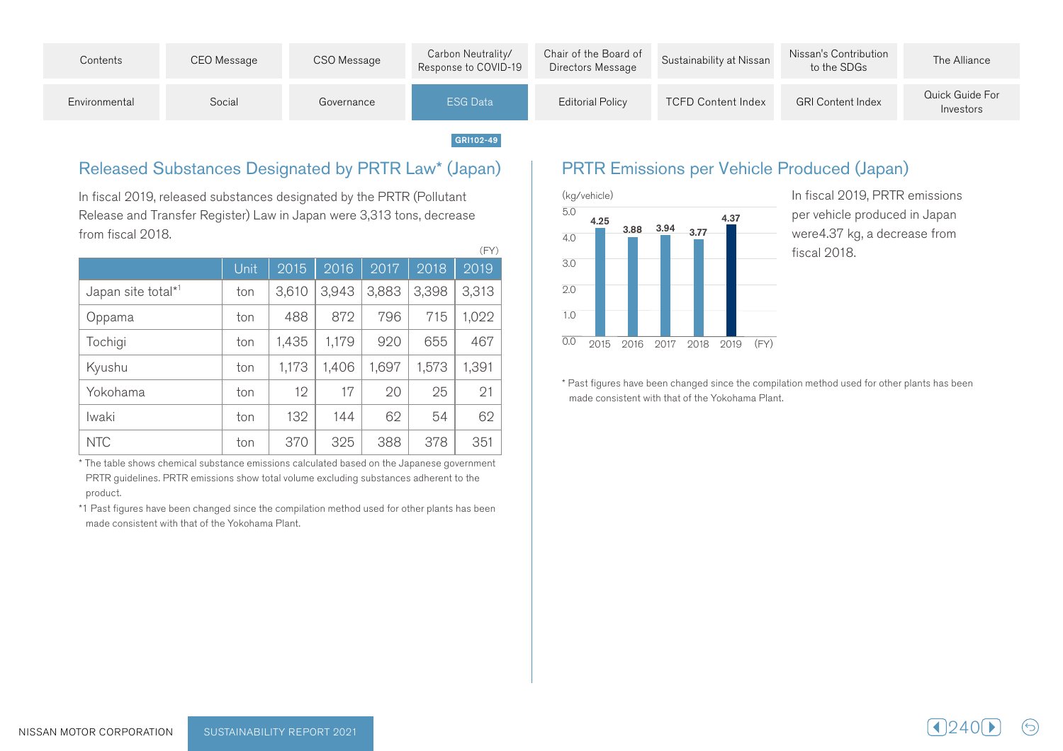GRI102-49

## Released Substances Designated by PRTR Law* (Japan)

In fiscal 2019, released substances designated by the PRTR (Pollutant Release and Transfer Register) Law in Japan were 3,313 tons, decrease from fiscal 2018.

(FY)

| | Unit | 2015 | 2016 | 2017 | 2018 | 2019 |
|---|---|---|---|---|---|---|
| Japan site total*1 | ton | 3,610 | 3,943 | 3,883 | 3,398 | 3,313 |
| Oppama | ton | 488 | 872 | 796 | 715 | 1,022 |
| Tochigi | ton | 1,435 | 1,179 | 920 | 655 | 467 |
| Kyushu | ton | 1,173 | 1,406 | 1,697 | 1,573 | 1,391 |
| Yokohama | ton | 12 | 17 | 20 | 25 | 21 |
| Iwaki | ton | 132 | 144 | 62 | 54 | 62 |
| NTC | ton | 370 | 325 | 388 | 378 | 351 |

* The table shows chemical substance emissions calculated based on the Japanese government PRTR guidelines. PRTR emissions show total volume excluding substances adherent to the product.

*1 Past figures have been changed since the compilation method used for other plants has been made consistent with that of the Yokohama Plant.

## PRTR Emissions per Vehicle Produced (Japan)

(kg/vehicle)

| (FY) | 2015 | 2016 | 2017 | 2018 | 2019 |
|---|---|---|---|---|---|
| kg/vehicle | 4.25 | 3.88 | 3.94 | 3.77 | 4.37 |

In fiscal 2019, PRTR emissions per vehicle produced in Japan were4.37 kg, a decrease from fiscal 2018.

* Past figures have been changed since the compilation method used for other plants has been made consistent with that of the Yokohama Plant.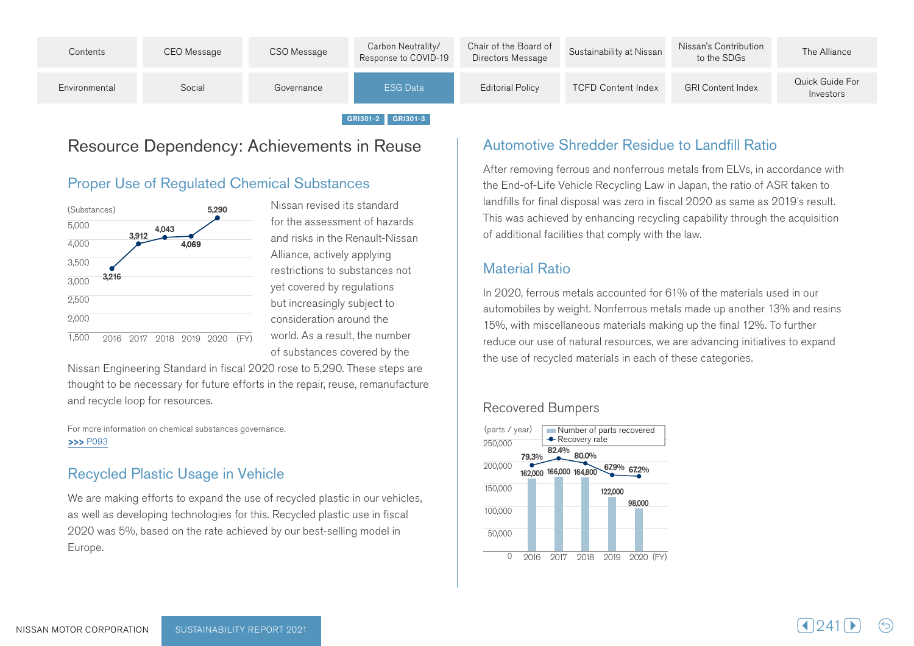GRI301-2 GRI301-3

# Resource Dependency: Achievements in Reuse

## Proper Use of Regulated Chemical Substances

(Substances)

| FY | 2016 | 2017 | 2018 | 2019 | 2020 |
|---|---|---|---|---|---|
| Substances | 3,216 | 3,912 | 4,043 | 4,069 | 5,290 |

Nissan revised its standard for the assessment of hazards and risks in the Renault-Nissan Alliance, actively applying restrictions to substances not yet covered by regulations but increasingly subject to consideration around the world. As a result, the number of substances covered by the Nissan Engineering Standard in fiscal 2020 rose to 5,290. These steps are thought to be necessary for future efforts in the repair, reuse, remanufacture and recycle loop for resources.

For more information on chemical substances governance.
>>> P093

## Recycled Plastic Usage in Vehicle

We are making efforts to expand the use of recycled plastic in our vehicles, as well as developing technologies for this. Recycled plastic use in fiscal 2020 was 5%, based on the rate achieved by our best-selling model in Europe.

## Automotive Shredder Residue to Landfill Ratio

After removing ferrous and nonferrous metals from ELVs, in accordance with the End-of-Life Vehicle Recycling Law in Japan, the ratio of ASR taken to landfills for final disposal was zero in fiscal 2020 as same as 2019's result. This was achieved by enhancing recycling capability through the acquisition of additional facilities that comply with the law.

## Material Ratio

In 2020, ferrous metals accounted for 61% of the materials used in our automobiles by weight. Nonferrous metals made up another 13% and resins 15%, with miscellaneous materials making up the final 12%. To further reduce our use of natural resources, we are advancing initiatives to expand the use of recycled materials in each of these categories.

### Recovered Bumpers

| FY | 2016 | 2017 | 2018 | 2019 | 2020 |
|---|---|---|---|---|---|
| Number of parts recovered (parts / year) | 162,000 | 166,000 | 164,800 | 122,000 | 98,000 |
| Recovery rate | 79.3% | 82.4% | 80.0% | 67.9% | 67.2% |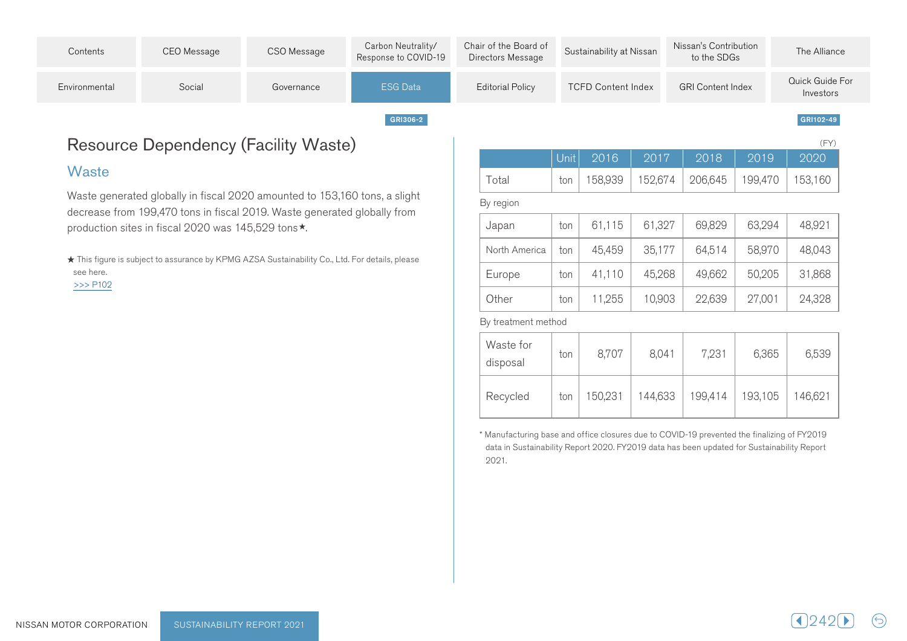GRI306-2

# Resource Dependency (Facility Waste)

## Waste

Waste generated globally in fiscal 2020 amounted to 153,160 tons, a slight decrease from 199,470 tons in fiscal 2019. Waste generated globally from production sites in fiscal 2020 was 145,529 tons★.

★ This figure is subject to assurance by KPMG AZSA Sustainability Co., Ltd. For details, please see here.
>>> P102

GRI102-49

(FY)

| | Unit | 2016 | 2017 | 2018 | 2019 | 2020 |
|---|---|---|---|---|---|---|
| Total | ton | 158,939 | 152,674 | 206,645 | 199,470 | 153,160 |
| **By region** | | | | | | |
| Japan | ton | 61,115 | 61,327 | 69,829 | 63,294 | 48,921 |
| North America | ton | 45,459 | 35,177 | 64,514 | 58,970 | 48,043 |
| Europe | ton | 41,110 | 45,268 | 49,662 | 50,205 | 31,868 |
| Other | ton | 11,255 | 10,903 | 22,639 | 27,001 | 24,328 |
| **By treatment method** | | | | | | |
| Waste for disposal | ton | 8,707 | 8,041 | 7,231 | 6,365 | 6,539 |
| Recycled | ton | 150,231 | 144,633 | 199,414 | 193,105 | 146,621 |

* Manufacturing base and office closures due to COVID-19 prevented the finalizing of FY2019 data in Sustainability Report 2020. FY2019 data has been updated for Sustainability Report 2021.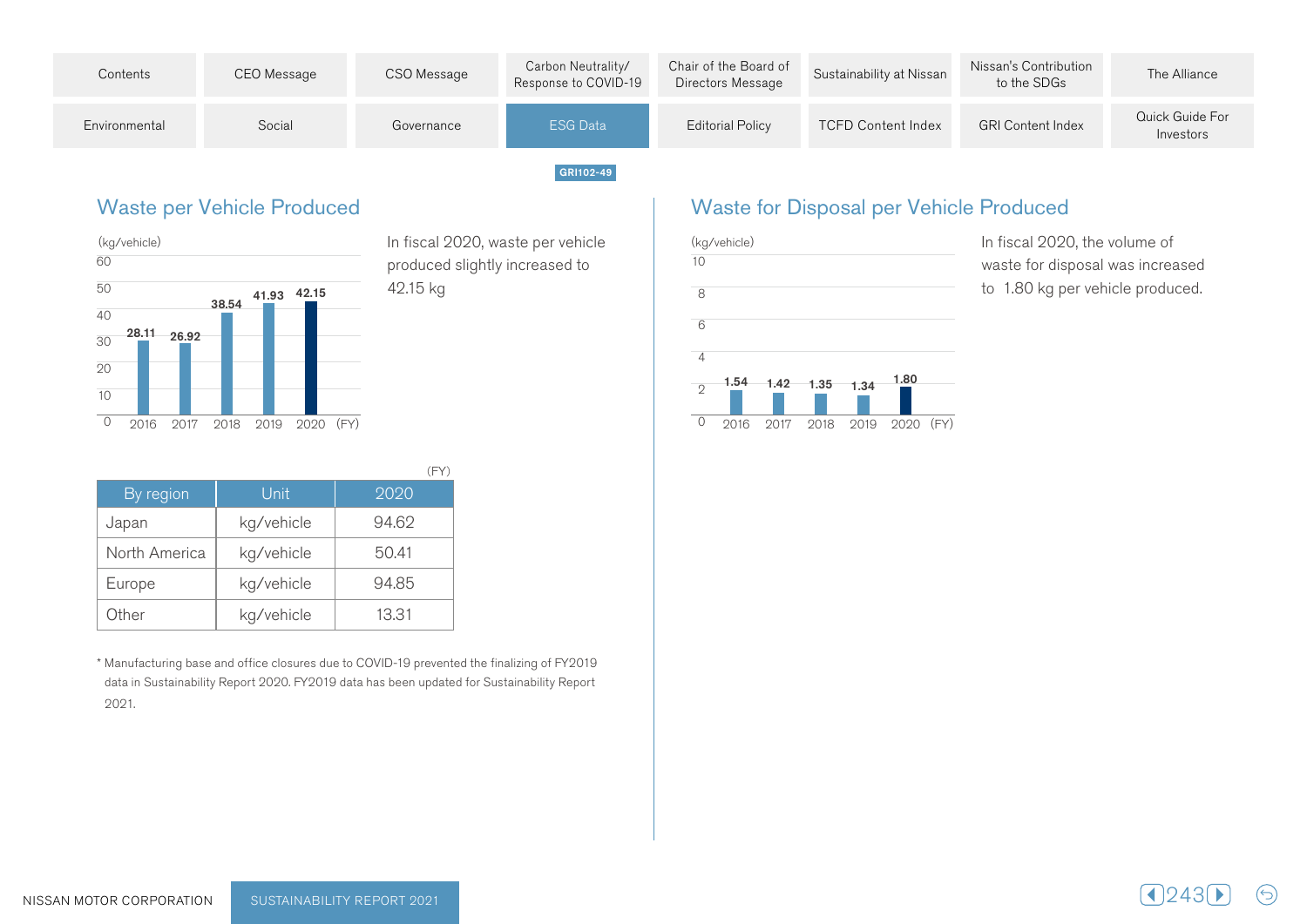GRI102-49

## Waste per Vehicle Produced

(kg/vehicle)

| FY | 2016 | 2017 | 2018 | 2019 | 2020 |
|---|---|---|---|---|---|
| kg/vehicle | 28.11 | 26.92 | 38.54 | 41.93 | 42.15 |

In fiscal 2020, waste per vehicle produced slightly increased to 42.15 kg

(FY)

| By region | Unit | 2020 |
|---|---|---|
| Japan | kg/vehicle | 94.62 |
| North America | kg/vehicle | 50.41 |
| Europe | kg/vehicle | 94.85 |
| Other | kg/vehicle | 13.31 |

* Manufacturing base and office closures due to COVID-19 prevented the finalizing of FY2019 data in Sustainability Report 2020. FY2019 data has been updated for Sustainability Report 2021.

## Waste for Disposal per Vehicle Produced

(kg/vehicle)

| FY | 2016 | 2017 | 2018 | 2019 | 2020 |
|---|---|---|---|---|---|
| kg/vehicle | 1.54 | 1.42 | 1.35 | 1.34 | 1.80 |

In fiscal 2020, the volume of waste for disposal was increased to 1.80 kg per vehicle produced.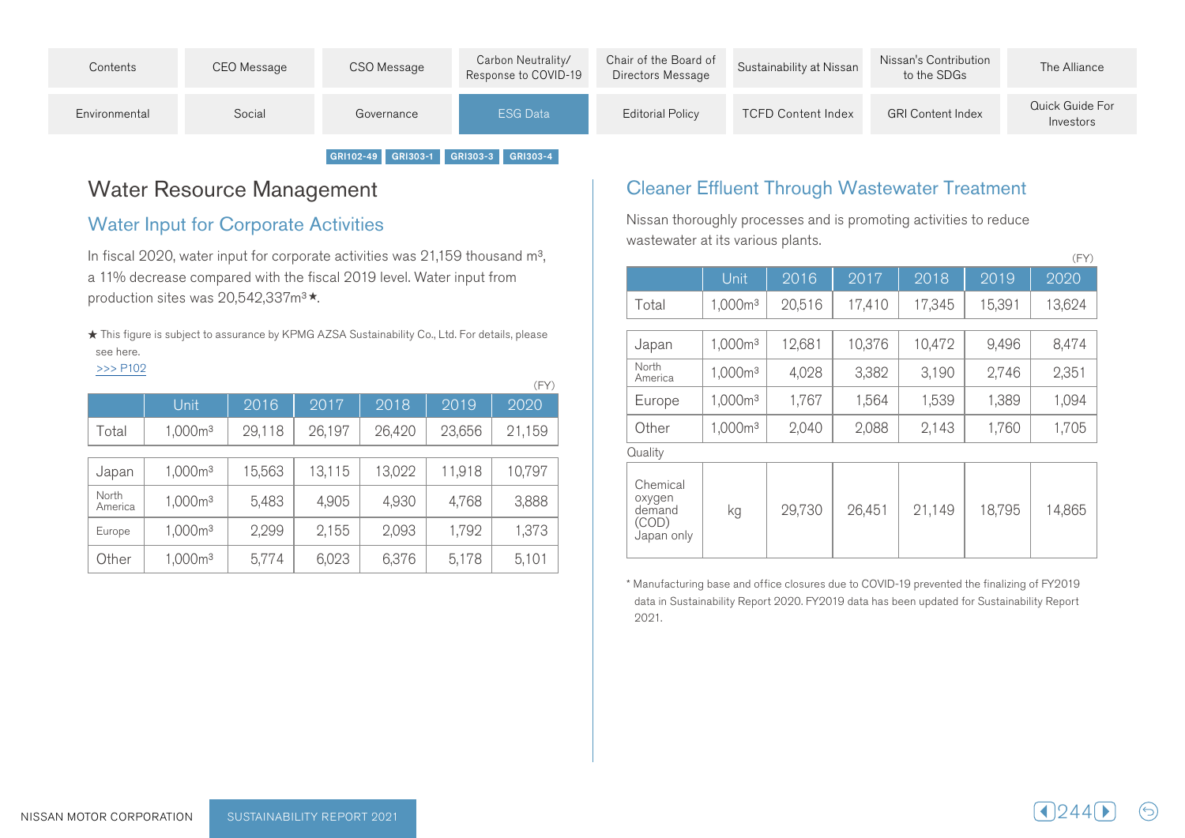GRI102-49 GRI303-1 GRI303-3 GRI303-4

# Water Resource Management

## Water Input for Corporate Activities

In fiscal 2020, water input for corporate activities was 21,159 thousand $m^3$, a 11% decrease compared with the fiscal 2019 level. Water input from production sites was 20,542,337$m^3$★.

★ This figure is subject to assurance by KPMG AZSA Sustainability Co., Ltd. For details, please see here.
>>> P102

(FY)

| | Unit | 2016 | 2017 | 2018 | 2019 | 2020 |
|---|---|---|---|---|---|---|
| Total | 1,000$m^3$ | 29,118 | 26,197 | 26,420 | 23,656 | 21,159 |
| Japan | 1,000$m^3$ | 15,563 | 13,115 | 13,022 | 11,918 | 10,797 |
| North America | 1,000$m^3$ | 5,483 | 4,905 | 4,930 | 4,768 | 3,888 |
| Europe | 1,000$m^3$ | 2,299 | 2,155 | 2,093 | 1,792 | 1,373 |
| Other | 1,000$m^3$ | 5,774 | 6,023 | 6,376 | 5,178 | 5,101 |

## Cleaner Effluent Through Wastewater Treatment

Nissan thoroughly processes and is promoting activities to reduce wastewater at its various plants.

(FY)

| | Unit | 2016 | 2017 | 2018 | 2019 | 2020 |
|---|---|---|---|---|---|---|
| Total | 1,000$m^3$ | 20,516 | 17,410 | 17,345 | 15,391 | 13,624 |
| Japan | 1,000$m^3$ | 12,681 | 10,376 | 10,472 | 9,496 | 8,474 |
| North America | 1,000$m^3$ | 4,028 | 3,382 | 3,190 | 2,746 | 2,351 |
| Europe | 1,000$m^3$ | 1,767 | 1,564 | 1,539 | 1,389 | 1,094 |
| Other | 1,000$m^3$ | 2,040 | 2,088 | 2,143 | 1,760 | 1,705 |
| **Quality** | | | | | | |
| Chemical oxygen demand (COD) Japan only | kg | 29,730 | 26,451 | 21,149 | 18,795 | 14,865 |

* Manufacturing base and office closures due to COVID-19 prevented the finalizing of FY2019 data in Sustainability Report 2020. FY2019 data has been updated for Sustainability Report 2021.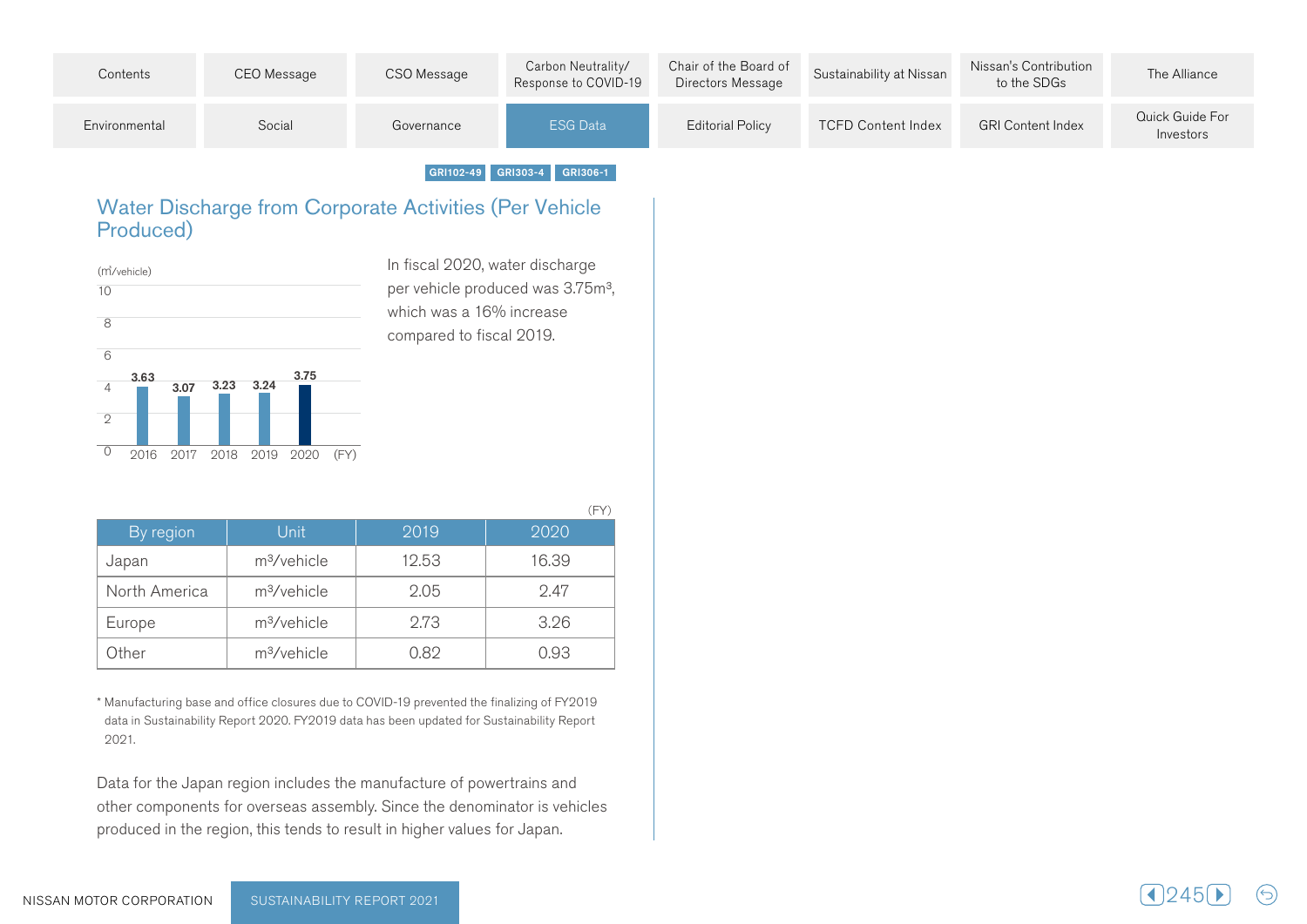GRI102-49 GRI303-4 GRI306-1

## Water Discharge from Corporate Activities (Per Vehicle Produced)

(m³/vehicle)

| FY | 2016 | 2017 | 2018 | 2019 | 2020 |
|---|---|---|---|---|---|
| m³/vehicle | 3.63 | 3.07 | 3.23 | 3.24 | 3.75 |

In fiscal 2020, water discharge per vehicle produced was 3.75m³, which was a 16% increase compared to fiscal 2019.

(FY)

| By region | Unit | 2019 | 2020 |
|---|---|---|---|
| Japan | m³/vehicle | 12.53 | 16.39 |
| North America | m³/vehicle | 2.05 | 2.47 |
| Europe | m³/vehicle | 2.73 | 3.26 |
| Other | m³/vehicle | 0.82 | 0.93 |

* Manufacturing base and office closures due to COVID-19 prevented the finalizing of FY2019 data in Sustainability Report 2020. FY2019 data has been updated for Sustainability Report 2021.

Data for the Japan region includes the manufacture of powertrains and other components for overseas assembly. Since the denominator is vehicles produced in the region, this tends to result in higher values for Japan.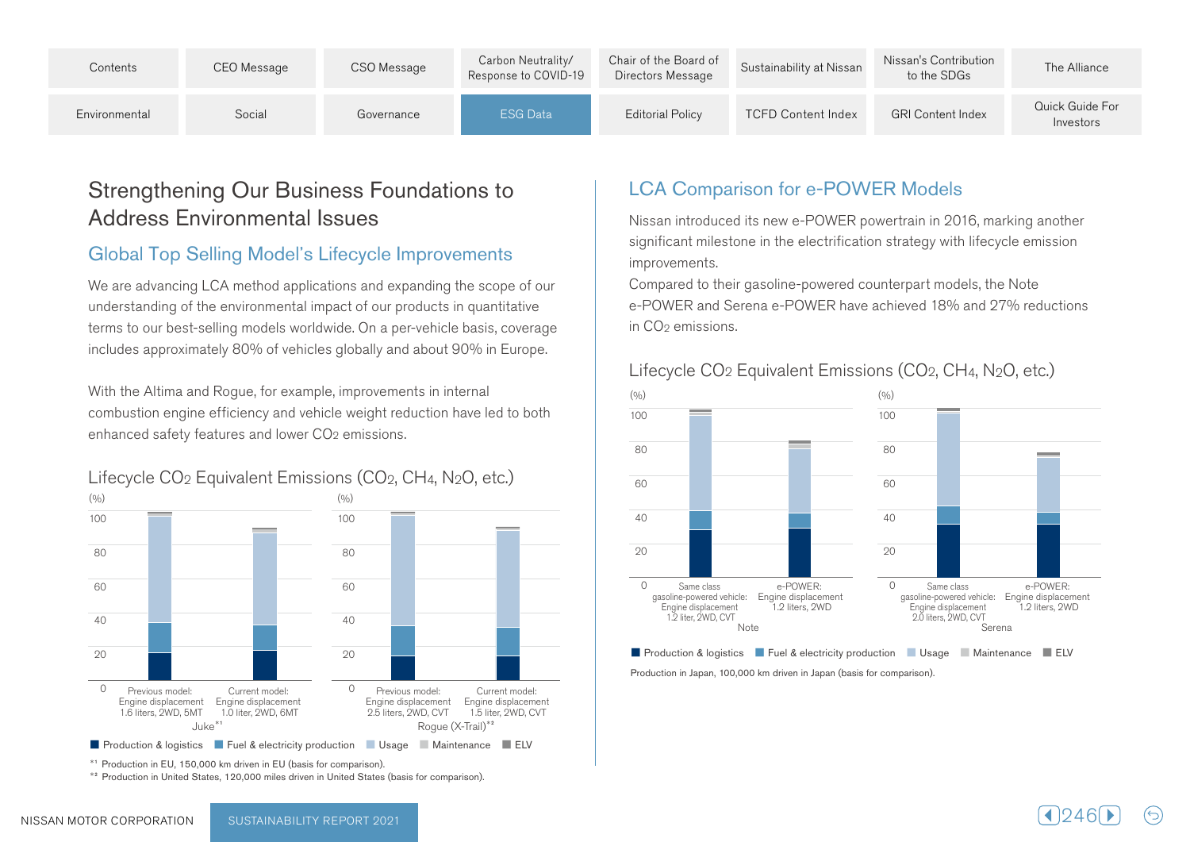# Strengthening Our Business Foundations to Address Environmental Issues

## Global Top Selling Model's Lifecycle Improvements

We are advancing LCA method applications and expanding the scope of our understanding of the environmental impact of our products in quantitative terms to our best-selling models worldwide. On a per-vehicle basis, coverage includes approximately 80% of vehicles globally and about 90% in Europe.

With the Altima and Rogue, for example, improvements in internal combustion engine efficiency and vehicle weight reduction have led to both enhanced safety features and lower $CO_2$ emissions.

### Lifecycle $CO_2$ Equivalent Emissions ($CO_2$, $CH_4$, $N_2O$, etc.)

(%)

Juke[*1]: Previous model: Engine displacement 1.6 liters, 2WD, 5MT; Current model: Engine displacement 1.0 liter, 2WD, 6MT

Rogue (X-Trail)[*2]: Previous model: Engine displacement 2.5 liters, 2WD, CVT; Current model: Engine displacement 1.5 liter, 2WD, CVT

■ Production & logistics ■ Fuel & electricity production ■ Usage ■ Maintenance ■ ELV

[*1] Production in EU, 150,000 km driven in EU (basis for comparison).

[*2] Production in United States, 120,000 miles driven in United States (basis for comparison).

## LCA Comparison for e-POWER Models

Nissan introduced its new e-POWER powertrain in 2016, marking another significant milestone in the electrification strategy with lifecycle emission improvements.

Compared to their gasoline-powered counterpart models, the Note e-POWER and Serena e-POWER have achieved 18% and 27% reductions in $CO_2$ emissions.

### Lifecycle $CO_2$ Equivalent Emissions ($CO_2$, $CH_4$, $N_2O$, etc.)

(%)

Note: Same class gasoline-powered vehicle: Engine displacement 1.2 liter, 2WD, CVT; e-POWER: Engine displacement 1.2 liters, 2WD

Serena: Same class gasoline-powered vehicle: Engine displacement 2.0 liters, 2WD, CVT; e-POWER: Engine displacement 1.2 liters, 2WD

■ Production & logistics ■ Fuel & electricity production ■ Usage ■ Maintenance ■ ELV

Production in Japan, 100,000 km driven in Japan (basis for comparison).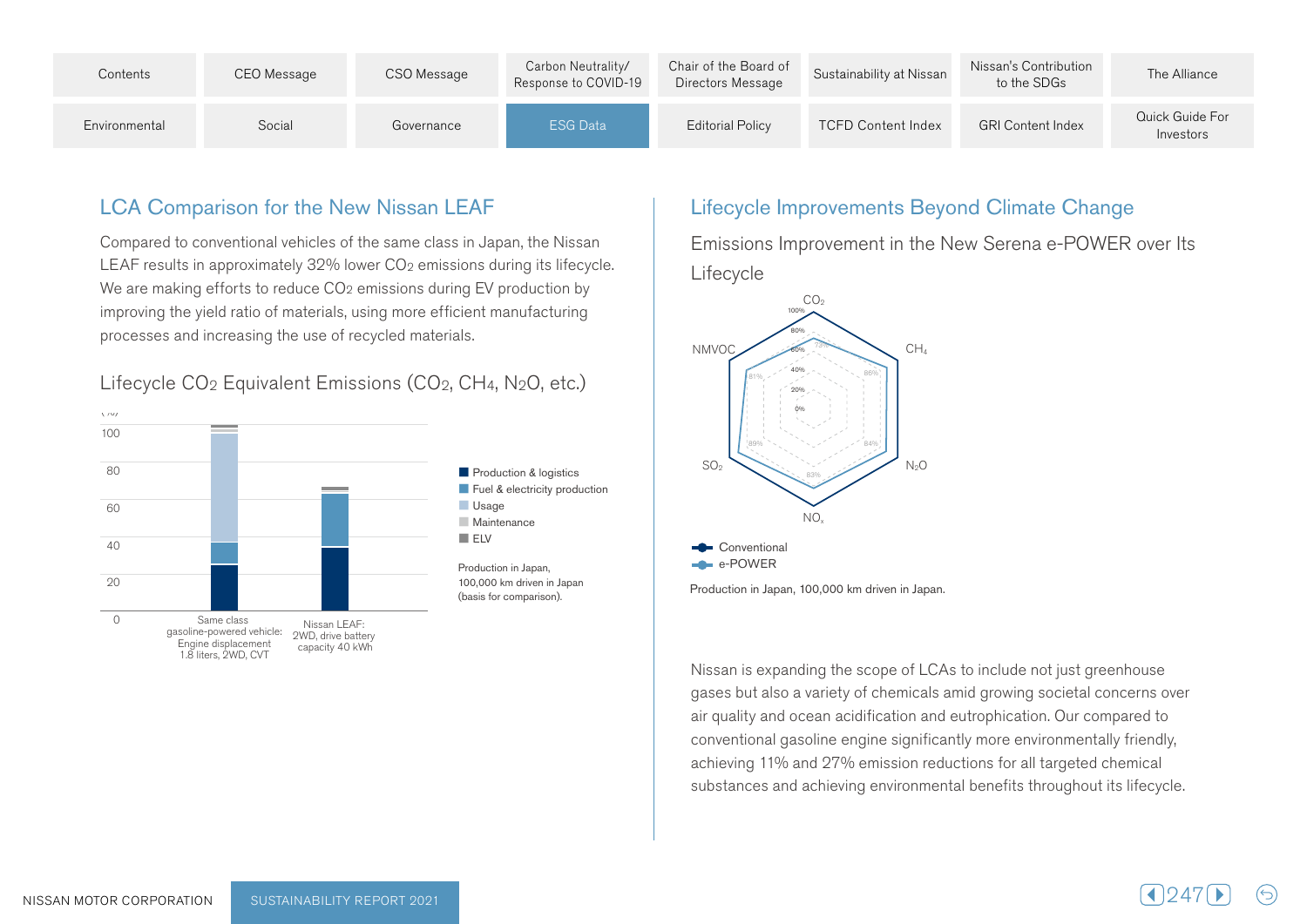## LCA Comparison for the New Nissan LEAF

Compared to conventional vehicles of the same class in Japan, the Nissan LEAF results in approximately 32% lower $CO_2$ emissions during its lifecycle. We are making efforts to reduce $CO_2$ emissions during EV production by improving the yield ratio of materials, using more efficient manufacturing processes and increasing the use of recycled materials.

### Lifecycle $CO_2$ Equivalent Emissions ($CO_2$, $CH_4$, $N_2O$, etc.)

(%)

- Production & logistics
- Fuel & electricity production
- Usage
- Maintenance
- ELV

Same class gasoline-powered vehicle: Engine displacement 1.8 liters, 2WD, CVT

Nissan LEAF: 2WD, drive battery capacity 40 kWh

Production in Japan, 100,000 km driven in Japan (basis for comparison).

## Lifecycle Improvements Beyond Climate Change

### Emissions Improvement in the New Serena e-POWER over Its Lifecycle

| | e-POWER (relative to Conventional = 100%) |
|---|---|
| $CO_2$ | 73% |
| $CH_4$ | 86% |
| $N_2O$ | 84% |
| $NO_x$ | 83% |
| $SO_2$ | 89% |
| NMVOC | 81% |

- Conventional
- e-POWER

Production in Japan, 100,000 km driven in Japan.

Nissan is expanding the scope of LCAs to include not just greenhouse gases but also a variety of chemicals amid growing societal concerns over air quality and ocean acidification and eutrophication. Our compared to conventional gasoline engine significantly more environmentally friendly, achieving 11% and 27% emission reductions for all targeted chemical substances and achieving environmental benefits throughout its lifecycle.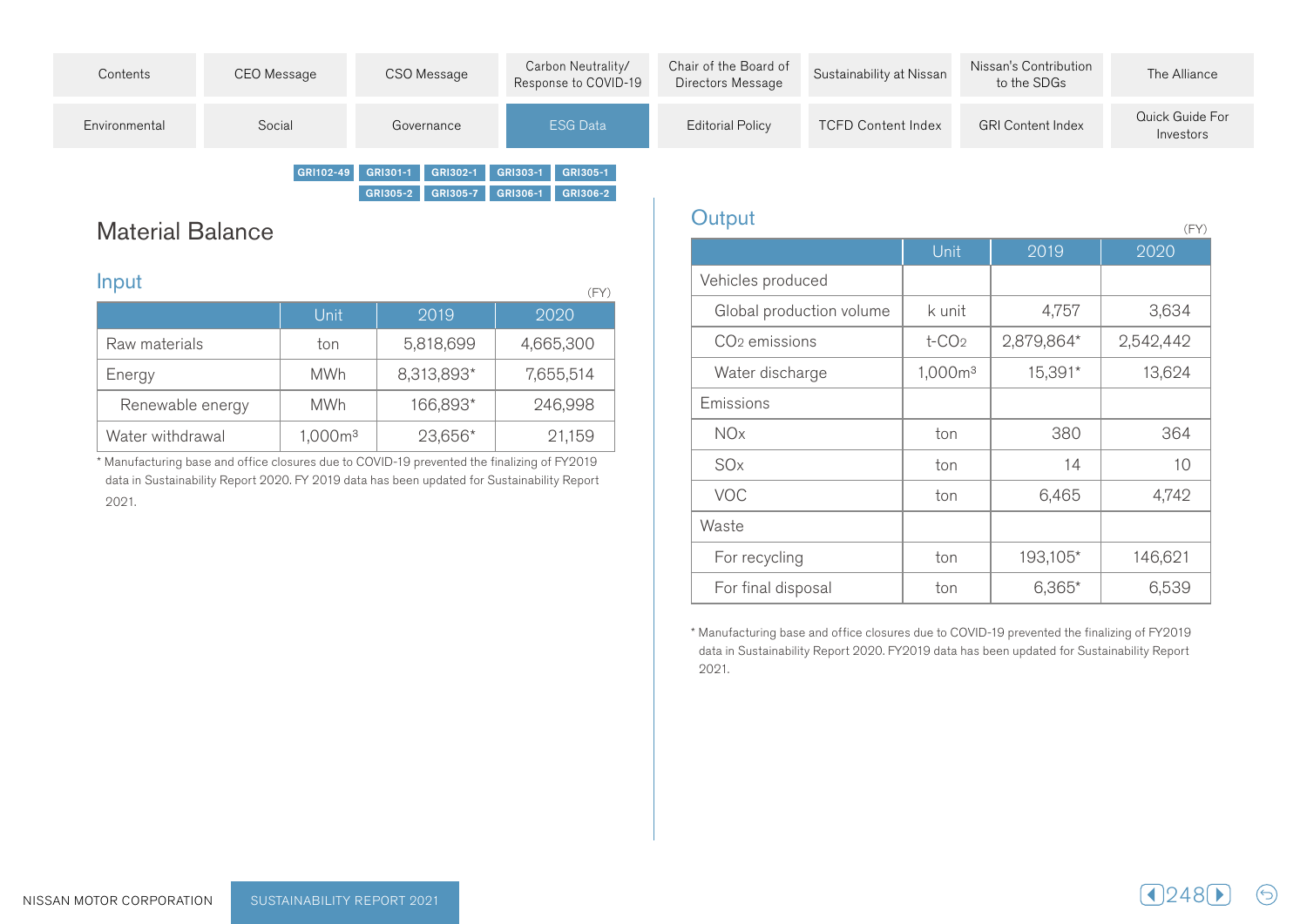GRI102-49 GRI301-1 GRI302-1 GRI303-1 GRI305-1 GRI305-2 GRI305-7 GRI306-1 GRI306-2

## Material Balance

### Input

(FY)

| | Unit | 2019 | 2020 |
|---|---|---|---|
| Raw materials | ton | 5,818,699 | 4,665,300 |
| Energy | MWh | 8,313,893* | 7,655,514 |
| Renewable energy | MWh | 166,893* | 246,998 |
| Water withdrawal | 1,000m$^3$ | 23,656* | 21,159 |

* Manufacturing base and office closures due to COVID-19 prevented the finalizing of FY2019 data in Sustainability Report 2020. FY 2019 data has been updated for Sustainability Report 2021.

### Output

(FY)

| | Unit | 2019 | 2020 |
|---|---|---|---|
| Vehicles produced | | | |
| Global production volume | k unit | 4,757 | 3,634 |
| $CO_2$ emissions | t-$CO_2$ | 2,879,864* | 2,542,442 |
| Water discharge | 1,000m$^3$ | 15,391* | 13,624 |
| Emissions | | | |
| NOx | ton | 380 | 364 |
| SOx | ton | 14 | 10 |
| VOC | ton | 6,465 | 4,742 |
| Waste | | | |
| For recycling | ton | 193,105* | 146,621 |
| For final disposal | ton | 6,365* | 6,539 |

* Manufacturing base and office closures due to COVID-19 prevented the finalizing of FY2019 data in Sustainability Report 2020. FY2019 data has been updated for Sustainability Report 2021.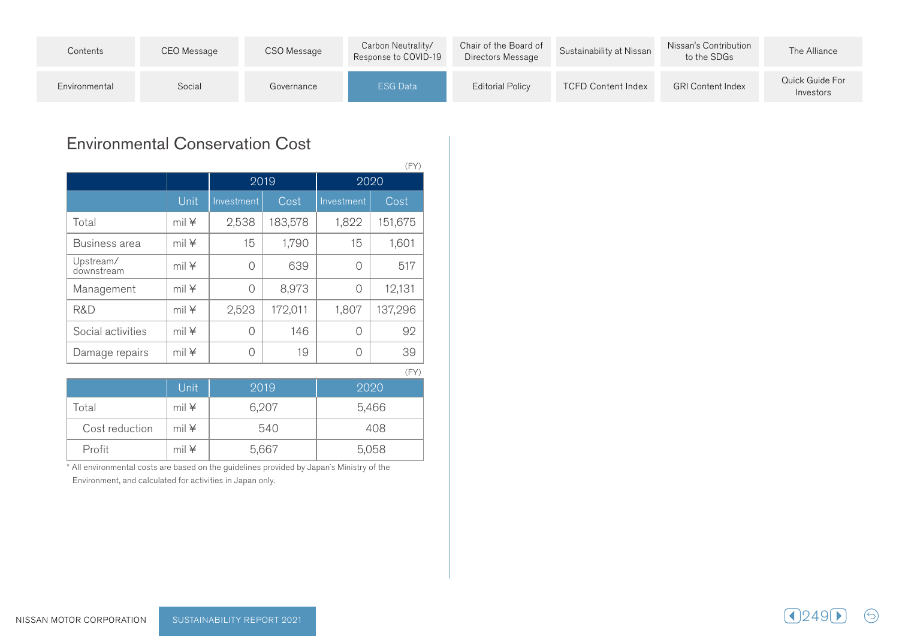# Environmental Conservation Cost

(FY)

| | | 2019 | | 2020 | |
|---|---|---|---|---|---|
| | Unit | Investment | Cost | Investment | Cost |
| Total | mil ¥ | 2,538 | 183,578 | 1,822 | 151,675 |
| Business area | mil ¥ | 15 | 1,790 | 15 | 1,601 |
| Upstream/ downstream | mil ¥ | 0 | 639 | 0 | 517 |
| Management | mil ¥ | 0 | 8,973 | 0 | 12,131 |
| R&D | mil ¥ | 2,523 | 172,011 | 1,807 | 137,296 |
| Social activities | mil ¥ | 0 | 146 | 0 | 92 |
| Damage repairs | mil ¥ | 0 | 19 | 0 | 39 |

(FY)

| | Unit | 2019 | 2020 |
|---|---|---|---|
| Total | mil ¥ | 6,207 | 5,466 |
| Cost reduction | mil ¥ | 540 | 408 |
| Profit | mil ¥ | 5,667 | 5,058 |

* All environmental costs are based on the guidelines provided by Japan's Ministry of the Environment, and calculated for activities in Japan only.